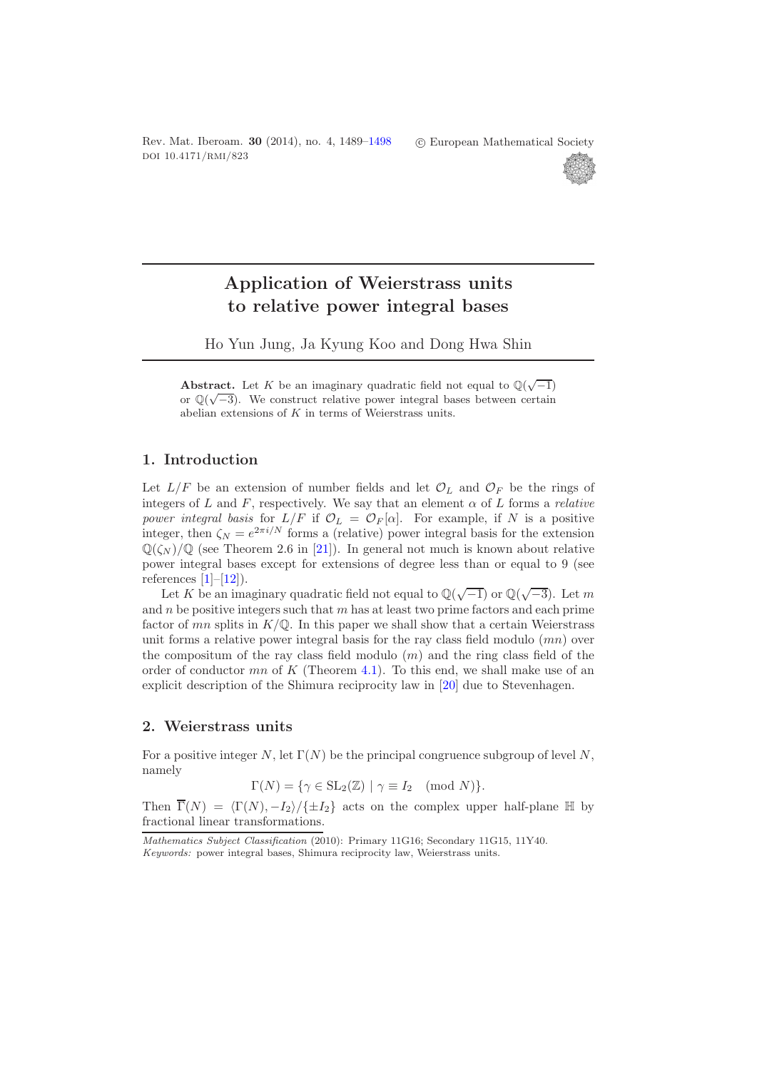# Application of Weierstrass units to relative power integral bases

Ho Yun Jung, Ja Kyung Koo and Dong Hwa Shin

**Abstract.** Let $K$ be an imaginary quadratic field not equal to $\mathbb{Q}(\sqrt{-1})$ or $\mathbb{Q}(\sqrt{-3})$. We construct relative power integral bases between certain abelian extensions of $K$ in terms of Weierstrass units.

## 1. Introduction

Let $L/F$ be an extension of number fields and let $\mathcal{O}_L$ and $\mathcal{O}_F$ be the rings of integers of $L$ and $F$, respectively. We say that an element $\alpha$ of $L$ forms a *relative power integral basis* for $L/F$ if $\mathcal{O}_L = \mathcal{O}_F[\alpha]$. For example, if $N$ is a positive integer, then $\zeta_N = e^{2\pi i/N}$ forms a (relative) power integral basis for the extension $\mathbb{Q}(\zeta_N)/\mathbb{Q}$ (see Theorem 2.6 in [21]). In general not much is known about relative power integral bases except for extensions of degree less than or equal to 9 (see references [1]–[12]).

Let $K$ be an imaginary quadratic field not equal to $\mathbb{Q}(\sqrt{-1})$ or $\mathbb{Q}(\sqrt{-3})$. Let $m$ and $n$ be positive integers such that $m$ has at least two prime factors and each prime factor of $mn$ splits in $K/\mathbb{Q}$. In this paper we shall show that a certain Weierstrass unit forms a relative power integral basis for the ray class field modulo $(mn)$ over the compositum of the ray class field modulo $(m)$ and the ring class field of the order of conductor $mn$ of $K$ (Theorem 4.1). To this end, we shall make use of an explicit description of the Shimura reciprocity law in [20] due to Stevenhagen.

## 2. Weierstrass units

For a positive integer $N$, let $\Gamma(N)$ be the principal congruence subgroup of level $N$, namely

$$\Gamma(N) = \{\gamma \in \mathrm{SL}_2(\mathbb{Z}) \mid \gamma \equiv I_2 \pmod{N}\}.$$

Then $\overline{\Gamma}(N) = \langle \Gamma(N), -I_2 \rangle / \{\pm I_2\}$ acts on the complex upper half-plane $\mathbb{H}$ by fractional linear transformations.

*Mathematics Subject Classification* (2010): Primary 11G16; Secondary 11G15, 11Y40.
*Keywords:* power integral bases, Shimura reciprocity law, Weierstrass units.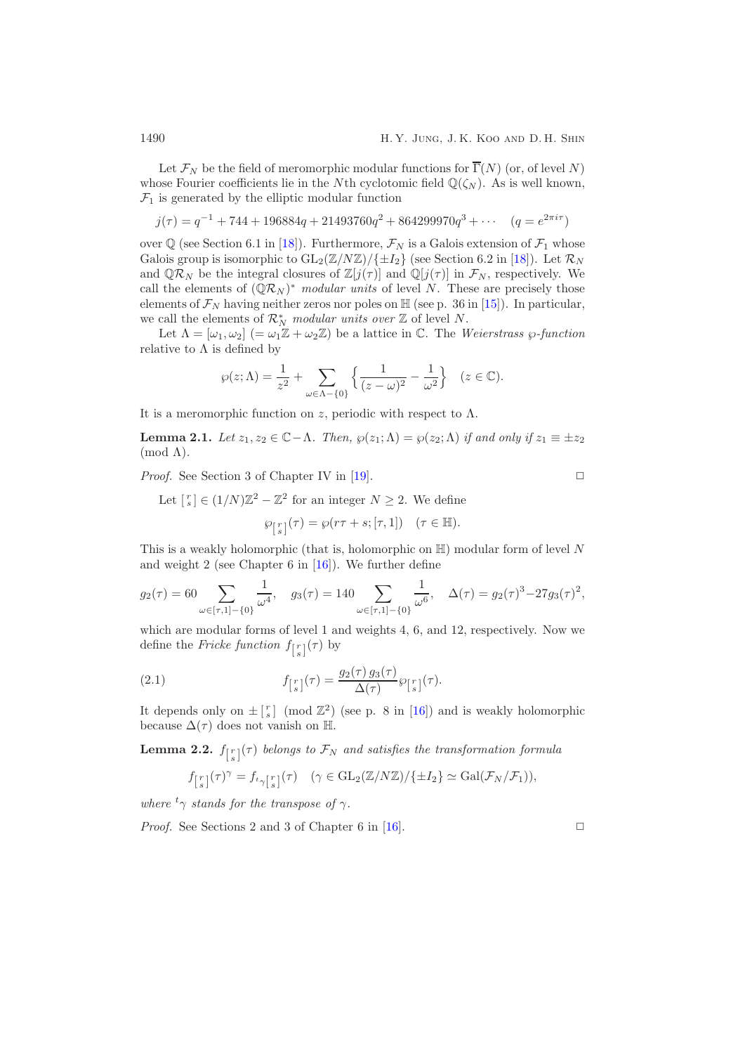Let $\mathcal{F}_N$ be the field of meromorphic modular functions for $\overline{\Gamma}(N)$ (or, of level $N$) whose Fourier coefficients lie in the $N$th cyclotomic field $\mathbb{Q}(\zeta_N)$. As is well known, $\mathcal{F}_1$ is generated by the elliptic modular function

$$j(\tau) = q^{-1} + 744 + 196884q + 21493760q^2 + 864299970q^3 + \cdots \quad (q = e^{2\pi i\tau})$$

over $\mathbb{Q}$ (see Section 6.1 in [18]). Furthermore, $\mathcal{F}_N$ is a Galois extension of $\mathcal{F}_1$ whose Galois group is isomorphic to $\mathrm{GL}_2(\mathbb{Z}/N\mathbb{Z})/\{\pm I_2\}$ (see Section 6.2 in [18]). Let $\mathcal{R}_N$ and $\mathbb{Q}\mathcal{R}_N$ be the integral closures of $\mathbb{Z}[j(\tau)]$ and $\mathbb{Q}[j(\tau)]$ in $\mathcal{F}_N$, respectively. We call the elements of $(\mathbb{Q}\mathcal{R}_N)^*$ *modular units* of level $N$. These are precisely those elements of $\mathcal{F}_N$ having neither zeros nor poles on $\mathbb{H}$ (see p. 36 in [15]). In particular, we call the elements of $\mathcal{R}_N^*$ *modular units over* $\mathbb{Z}$ of level $N$.

Let $\Lambda = [\omega_1, \omega_2]$ $(= \omega_1\mathbb{Z} + \omega_2\mathbb{Z})$ be a lattice in $\mathbb{C}$. The *Weierstrass* $\wp$*-function* relative to $\Lambda$ is defined by

$$\wp(z;\Lambda) = \frac{1}{z^2} + \sum_{\omega\in\Lambda-\{0\}} \left\{ \frac{1}{(z-\omega)^2} - \frac{1}{\omega^2} \right\} \quad (z \in \mathbb{C}).$$

It is a meromorphic function on $z$, periodic with respect to $\Lambda$.

**Lemma 2.1.** *Let $z_1, z_2 \in \mathbb{C} - \Lambda$. Then, $\wp(z_1;\Lambda) = \wp(z_2;\Lambda)$ if and only if $z_1 \equiv \pm z_2$ $(\mathrm{mod}\ \Lambda)$.*

*Proof.* See Section 3 of Chapter IV in [19]. □

Let $\left[\begin{smallmatrix} r \\ s \end{smallmatrix}\right] \in (1/N)\mathbb{Z}^2 - \mathbb{Z}^2$ for an integer $N \geq 2$. We define

$$\wp_{\left[\begin{smallmatrix} r \\ s \end{smallmatrix}\right]}(\tau) = \wp(r\tau + s; [\tau, 1]) \quad (\tau \in \mathbb{H}).$$

This is a weakly holomorphic (that is, holomorphic on $\mathbb{H}$) modular form of level $N$ and weight 2 (see Chapter 6 in [16]). We further define

$$g_2(\tau) = 60 \sum_{\omega\in[\tau,1]-\{0\}} \frac{1}{\omega^4}, \quad g_3(\tau) = 140 \sum_{\omega\in[\tau,1]-\{0\}} \frac{1}{\omega^6}, \quad \Delta(\tau) = g_2(\tau)^3 - 27g_3(\tau)^2,$$

which are modular forms of level 1 and weights 4, 6, and 12, respectively. Now we define the *Fricke function* $f_{\left[\begin{smallmatrix} r \\ s \end{smallmatrix}\right]}(\tau)$ by

$$f_{\left[\begin{smallmatrix} r \\ s \end{smallmatrix}\right]}(\tau) = \frac{g_2(\tau)\, g_3(\tau)}{\Delta(\tau)} \wp_{\left[\begin{smallmatrix} r \\ s \end{smallmatrix}\right]}(\tau). \tag{2.1}$$

It depends only on $\pm\left[\begin{smallmatrix} r \\ s \end{smallmatrix}\right]$ $(\mathrm{mod}\ \mathbb{Z}^2)$ (see p. 8 in [16]) and is weakly holomorphic because $\Delta(\tau)$ does not vanish on $\mathbb{H}$.

**Lemma 2.2.** *$f_{\left[\begin{smallmatrix} r \\ s \end{smallmatrix}\right]}(\tau)$ belongs to $\mathcal{F}_N$ and satisfies the transformation formula*

$$f_{\left[\begin{smallmatrix} r \\ s \end{smallmatrix}\right]}(\tau)^\gamma = f_{{}^t\gamma\left[\begin{smallmatrix} r \\ s \end{smallmatrix}\right]}(\tau) \quad (\gamma \in \mathrm{GL}_2(\mathbb{Z}/N\mathbb{Z})/\{\pm I_2\} \simeq \mathrm{Gal}(\mathcal{F}_N/\mathcal{F}_1)),$$

*where ${}^t\gamma$ stands for the transpose of $\gamma$.*

*Proof.* See Sections 2 and 3 of Chapter 6 in [16]. □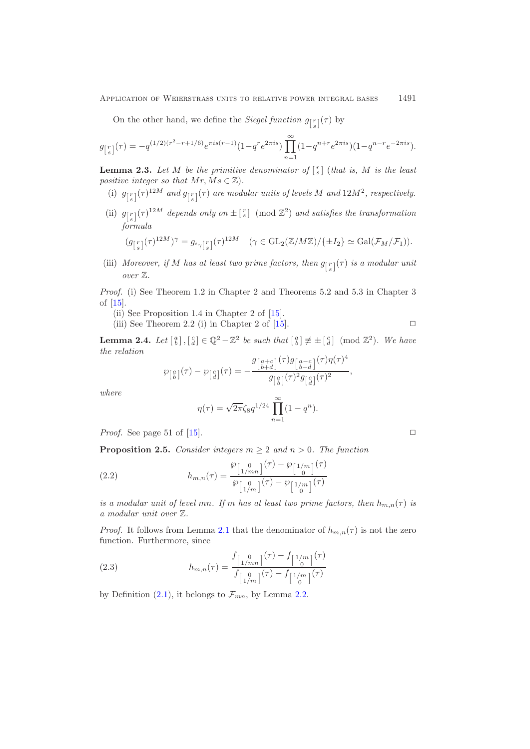On the other hand, we define the *Siegel function* $g_{\left[\begin{smallmatrix} r \\ s \end{smallmatrix}\right]}(\tau)$ by

$$g_{\left[\begin{smallmatrix} r \\ s \end{smallmatrix}\right]}(\tau) = -q^{(1/2)(r^2-r+1/6)} e^{\pi i s(r-1)} (1-q^r e^{2\pi i s}) \prod_{n=1}^{\infty} (1-q^{n+r} e^{2\pi i s})(1-q^{n-r} e^{-2\pi i s}).$$

**Lemma 2.3.** *Let $M$ be the primitive denominator of $\left[\begin{smallmatrix} r \\ s \end{smallmatrix}\right]$ (that is, $M$ is the least positive integer so that $Mr, Ms \in \mathbb{Z}$).*

- (i) *$g_{\left[\begin{smallmatrix} r \\ s \end{smallmatrix}\right]}(\tau)^{12M}$ and $g_{\left[\begin{smallmatrix} r \\ s \end{smallmatrix}\right]}(\tau)$ are modular units of levels $M$ and $12M^2$, respectively.*
- (ii) *$g_{\left[\begin{smallmatrix} r \\ s \end{smallmatrix}\right]}(\tau)^{12M}$ depends only on $\pm \left[\begin{smallmatrix} r \\ s \end{smallmatrix}\right] \pmod{\mathbb{Z}^2}$ and satisfies the transformation formula*

$$(g_{\left[\begin{smallmatrix} r \\ s \end{smallmatrix}\right]}(\tau)^{12M})^{\gamma} = g_{{}^t\gamma \left[\begin{smallmatrix} r \\ s \end{smallmatrix}\right]}(\tau)^{12M} \quad (\gamma \in \mathrm{GL}_2(\mathbb{Z}/M\mathbb{Z})/\{\pm I_2\} \simeq \mathrm{Gal}(\mathcal{F}_M/\mathcal{F}_1)).$$

- (iii) *Moreover, if $M$ has at least two prime factors, then $g_{\left[\begin{smallmatrix} r \\ s \end{smallmatrix}\right]}(\tau)$ is a modular unit over $\mathbb{Z}$.*

*Proof.* (i) See Theorem 1.2 in Chapter 2 and Theorems 5.2 and 5.3 in Chapter 3 of [15].

(ii) See Proposition 1.4 in Chapter 2 of [15].

(iii) See Theorem 2.2 (i) in Chapter 2 of [15]. □

**Lemma 2.4.** *Let $\left[\begin{smallmatrix} a \\ b \end{smallmatrix}\right], \left[\begin{smallmatrix} c \\ d \end{smallmatrix}\right] \in \mathbb{Q}^2 - \mathbb{Z}^2$ be such that $\left[\begin{smallmatrix} a \\ b \end{smallmatrix}\right] \not\equiv \pm \left[\begin{smallmatrix} c \\ d \end{smallmatrix}\right] \pmod{\mathbb{Z}^2}$. We have the relation*

$$\wp_{\left[\begin{smallmatrix} a \\ b \end{smallmatrix}\right]}(\tau) - \wp_{\left[\begin{smallmatrix} c \\ d \end{smallmatrix}\right]}(\tau) = -\frac{g_{\left[\begin{smallmatrix} a+c \\ b+d \end{smallmatrix}\right]}(\tau) g_{\left[\begin{smallmatrix} a-c \\ b-d \end{smallmatrix}\right]}(\tau) \eta(\tau)^4}{g_{\left[\begin{smallmatrix} a \\ b \end{smallmatrix}\right]}(\tau)^2 g_{\left[\begin{smallmatrix} c \\ d \end{smallmatrix}\right]}(\tau)^2},$$

*where*

$$\eta(\tau) = \sqrt{2\pi} \zeta_8 q^{1/24} \prod_{n=1}^{\infty} (1-q^n).$$

*Proof.* See page 51 of [15]. □

**Proposition 2.5.** *Consider integers $m \geq 2$ and $n > 0$. The function*

$$h_{m,n}(\tau) = \frac{\wp_{\left[\begin{smallmatrix} 0 \\ 1/mn \end{smallmatrix}\right]}(\tau) - \wp_{\left[\begin{smallmatrix} 1/m \\ 0 \end{smallmatrix}\right]}(\tau)}{\wp_{\left[\begin{smallmatrix} 0 \\ 1/m \end{smallmatrix}\right]}(\tau) - \wp_{\left[\begin{smallmatrix} 1/m \\ 0 \end{smallmatrix}\right]}(\tau)} \tag{2.2}$$

*is a modular unit of level $mn$. If $m$ has at least two prime factors, then $h_{m,n}(\tau)$ is a modular unit over $\mathbb{Z}$.*

*Proof.* It follows from Lemma 2.1 that the denominator of $h_{m,n}(\tau)$ is not the zero function. Furthermore, since

$$h_{m,n}(\tau) = \frac{f_{\left[\begin{smallmatrix} 0 \\ 1/mn \end{smallmatrix}\right]}(\tau) - f_{\left[\begin{smallmatrix} 1/m \\ 0 \end{smallmatrix}\right]}(\tau)}{f_{\left[\begin{smallmatrix} 0 \\ 1/m \end{smallmatrix}\right]}(\tau) - f_{\left[\begin{smallmatrix} 1/m \\ 0 \end{smallmatrix}\right]}(\tau)} \tag{2.3}$$

by Definition (2.1), it belongs to $\mathcal{F}_{mn}$, by Lemma 2.2.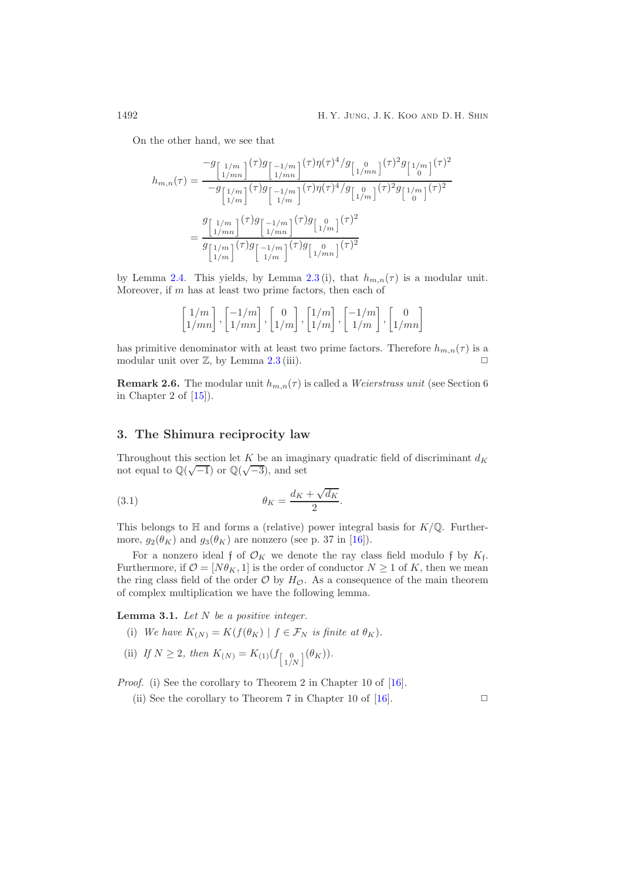On the other hand, we see that

$$
\begin{aligned}
h_{m,n}(\tau) &= \frac{-g_{\left[\begin{smallmatrix} 1/m \\ 1/mn \end{smallmatrix}\right]}(\tau) g_{\left[\begin{smallmatrix} -1/m \\ 1/mn \end{smallmatrix}\right]}(\tau)\eta(\tau)^4 / g_{\left[\begin{smallmatrix} 0 \\ 1/mn \end{smallmatrix}\right]}(\tau)^2 g_{\left[\begin{smallmatrix} 1/m \\ 0 \end{smallmatrix}\right]}(\tau)^2}{-g_{\left[\begin{smallmatrix} 1/m \\ 1/m \end{smallmatrix}\right]}(\tau) g_{\left[\begin{smallmatrix} -1/m \\ 1/m \end{smallmatrix}\right]}(\tau)\eta(\tau)^4 / g_{\left[\begin{smallmatrix} 0 \\ 1/m \end{smallmatrix}\right]}(\tau)^2 g_{\left[\begin{smallmatrix} 1/m \\ 0 \end{smallmatrix}\right]}(\tau)^2} \\
&= \frac{g_{\left[\begin{smallmatrix} 1/m \\ 1/mn \end{smallmatrix}\right]}(\tau) g_{\left[\begin{smallmatrix} -1/m \\ 1/mn \end{smallmatrix}\right]}(\tau) g_{\left[\begin{smallmatrix} 0 \\ 1/m \end{smallmatrix}\right]}(\tau)^2}{g_{\left[\begin{smallmatrix} 1/m \\ 1/m \end{smallmatrix}\right]}(\tau) g_{\left[\begin{smallmatrix} -1/m \\ 1/m \end{smallmatrix}\right]}(\tau) g_{\left[\begin{smallmatrix} 0 \\ 1/mn \end{smallmatrix}\right]}(\tau)^2}
\end{aligned}
$$

by Lemma 2.4. This yields, by Lemma 2.3 (i), that $h_{m,n}(\tau)$ is a modular unit. Moreover, if $m$ has at least two prime factors, then each of

$$
\begin{bmatrix} 1/m \\ 1/mn \end{bmatrix}, \begin{bmatrix} -1/m \\ 1/mn \end{bmatrix}, \begin{bmatrix} 0 \\ 1/m \end{bmatrix}, \begin{bmatrix} 1/m \\ 1/m \end{bmatrix}, \begin{bmatrix} -1/m \\ 1/m \end{bmatrix}, \begin{bmatrix} 0 \\ 1/mn \end{bmatrix}
$$

has primitive denominator with at least two prime factors. Therefore $h_{m,n}(\tau)$ is a modular unit over $\mathbb{Z}$, by Lemma 2.3 (iii). □

**Remark 2.6.** The modular unit $h_{m,n}(\tau)$ is called a *Weierstrass unit* (see Section 6 in Chapter 2 of [15]).

## 3. The Shimura reciprocity law

Throughout this section let $K$ be an imaginary quadratic field of discriminant $d_K$ not equal to $\mathbb{Q}(\sqrt{-1})$ or $\mathbb{Q}(\sqrt{-3})$, and set

$$
\theta_K = \frac{d_K + \sqrt{d_K}}{2}. \tag{3.1}
$$

This belongs to $\mathbb{H}$ and forms a (relative) power integral basis for $K/\mathbb{Q}$. Furthermore, $g_2(\theta_K)$ and $g_3(\theta_K)$ are nonzero (see p. 37 in [16]).

For a nonzero ideal $\mathfrak{f}$ of $\mathcal{O}_K$ we denote the ray class field modulo $\mathfrak{f}$ by $K_{\mathfrak{f}}$. Furthermore, if $\mathcal{O} = [N\theta_K, 1]$ is the order of conductor $N \geq 1$ of $K$, then we mean the ring class field of the order $\mathcal{O}$ by $H_{\mathcal{O}}$. As a consequence of the main theorem of complex multiplication we have the following lemma.

**Lemma 3.1.** *Let $N$ be a positive integer.*

(i) *We have $K_{(N)} = K(f(\theta_K) \mid f \in \mathcal{F}_N$ is finite at $\theta_K)$.*

(ii) *If $N \geq 2$, then $K_{(N)} = K_{(1)}(f_{\left[\begin{smallmatrix} 0 \\ 1/N \end{smallmatrix}\right]}(\theta_K))$.*

*Proof.* (i) See the corollary to Theorem 2 in Chapter 10 of [16].

(ii) See the corollary to Theorem 7 in Chapter 10 of [16]. □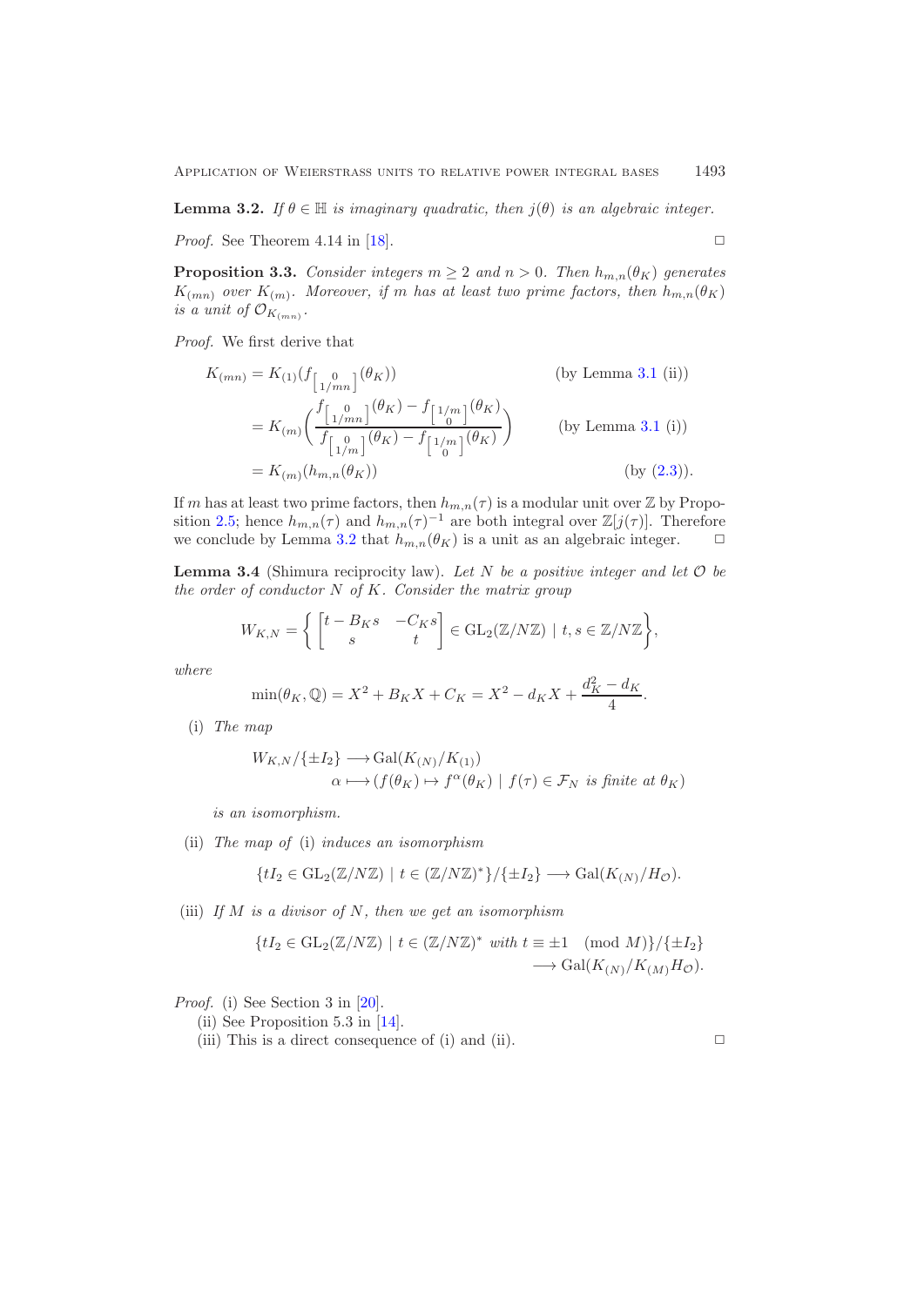**Lemma 3.2.** *If $\theta \in \mathbb{H}$ is imaginary quadratic, then $j(\theta)$ is an algebraic integer.*

*Proof.* See Theorem 4.14 in [18]. □

**Proposition 3.3.** *Consider integers $m \geq 2$ and $n > 0$. Then $h_{m,n}(\theta_K)$ generates $K_{(mn)}$ over $K_{(m)}$. Moreover, if $m$ has at least two prime factors, then $h_{m,n}(\theta_K)$ is a unit of $\mathcal{O}_{K_{(mn)}}$.*

*Proof.* We first derive that

$$
\begin{aligned}
K_{(mn)} &= K_{(1)}(f_{\left[\begin{smallmatrix} 0 \\ 1/mn \end{smallmatrix}\right]}(\theta_K)) && \text{(by Lemma 3.1 (ii))} \\
&= K_{(m)}\left( \frac{f_{\left[\begin{smallmatrix} 0 \\ 1/mn \end{smallmatrix}\right]}(\theta_K) - f_{\left[\begin{smallmatrix} 1/m \\ 0 \end{smallmatrix}\right]}(\theta_K)}{f_{\left[\begin{smallmatrix} 0 \\ 1/m \end{smallmatrix}\right]}(\theta_K) - f_{\left[\begin{smallmatrix} 1/m \\ 0 \end{smallmatrix}\right]}(\theta_K)} \right) && \text{(by Lemma 3.1 (i))} \\
&= K_{(m)}(h_{m,n}(\theta_K)) && \text{(by (2.3)).}
\end{aligned}
$$

If $m$ has at least two prime factors, then $h_{m,n}(\tau)$ is a modular unit over $\mathbb{Z}$ by Proposition 2.5; hence $h_{m,n}(\tau)$ and $h_{m,n}(\tau)^{-1}$ are both integral over $\mathbb{Z}[j(\tau)]$. Therefore we conclude by Lemma 3.2 that $h_{m,n}(\theta_K)$ is a unit as an algebraic integer. □

**Lemma 3.4** (Shimura reciprocity law). *Let $N$ be a positive integer and let $\mathcal{O}$ be the order of conductor $N$ of $K$. Consider the matrix group*

$$
W_{K,N} = \left\{ \begin{bmatrix} t - B_K s & -C_K s \\ s & t \end{bmatrix} \in \mathrm{GL}_2(\mathbb{Z}/N\mathbb{Z}) \mid t, s \in \mathbb{Z}/N\mathbb{Z} \right\},
$$

*where*

$$
\min(\theta_K, \mathbb{Q}) = X^2 + B_K X + C_K = X^2 - d_K X + \frac{d_K^2 - d_K}{4}.
$$

(i) *The map*

$$
\begin{aligned}
W_{K,N}/\{\pm I_2\} &\longrightarrow \mathrm{Gal}(K_{(N)}/K_{(1)}) \\
\alpha &\longmapsto (f(\theta_K) \mapsto f^{\alpha}(\theta_K) \mid f(\tau) \in \mathcal{F}_N \text{ is finite at } \theta_K)
\end{aligned}
$$

*is an isomorphism.*

(ii) *The map of* (i) *induces an isomorphism*

$$
\{tI_2 \in \mathrm{GL}_2(\mathbb{Z}/N\mathbb{Z}) \mid t \in (\mathbb{Z}/N\mathbb{Z})^*\}/\{\pm I_2\} \longrightarrow \mathrm{Gal}(K_{(N)}/H_{\mathcal{O}}).
$$

(iii) *If $M$ is a divisor of $N$, then we get an isomorphism*

$$
\begin{aligned}
\{tI_2 \in \mathrm{GL}_2(\mathbb{Z}/N\mathbb{Z}) \mid t \in (\mathbb{Z}/N\mathbb{Z})^* \text{ with } t \equiv \pm 1 \pmod{M}\}/\{\pm I_2\} \\
\longrightarrow \mathrm{Gal}(K_{(N)}/K_{(M)}H_{\mathcal{O}}).
\end{aligned}
$$

*Proof.* (i) See Section 3 in [20].

(ii) See Proposition 5.3 in [14].

(iii) This is a direct consequence of (i) and (ii). □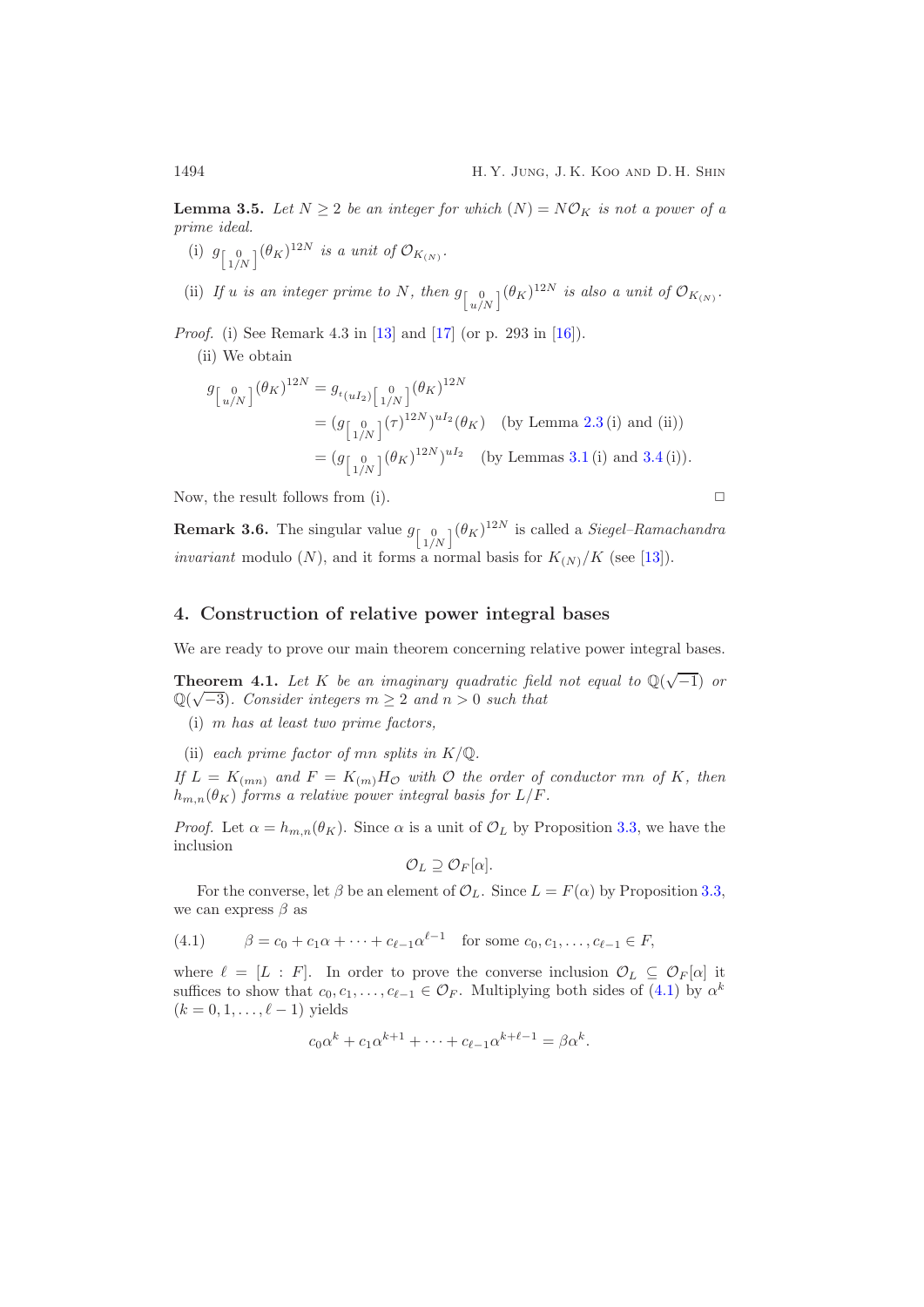**Lemma 3.5.** *Let $N \geq 2$ be an integer for which $(N) = N\mathcal{O}_K$ is not a power of a prime ideal.*

(i) *$g_{\left[\begin{smallmatrix} 0 \\ 1/N \end{smallmatrix}\right]}(\theta_K)^{12N}$ is a unit of $\mathcal{O}_{K_{(N)}}$.*

(ii) *If $u$ is an integer prime to $N$, then $g_{\left[\begin{smallmatrix} 0 \\ u/N \end{smallmatrix}\right]}(\theta_K)^{12N}$ is also a unit of $\mathcal{O}_{K_{(N)}}$.*

*Proof.* (i) See Remark 4.3 in [13] and [17] (or p. 293 in [16]).

(ii) We obtain

$$
\begin{aligned}
g_{\left[\begin{smallmatrix} 0 \\ u/N \end{smallmatrix}\right]}(\theta_K)^{12N} &= g_{{}^t(uI_2)\left[\begin{smallmatrix} 0 \\ 1/N \end{smallmatrix}\right]}(\theta_K)^{12N} \\
&= (g_{\left[\begin{smallmatrix} 0 \\ 1/N \end{smallmatrix}\right]}(\tau)^{12N})^{uI_2}(\theta_K) \quad \text{(by Lemma 2.3 (i) and (ii))} \\
&= (g_{\left[\begin{smallmatrix} 0 \\ 1/N \end{smallmatrix}\right]}(\theta_K)^{12N})^{uI_2} \quad \text{(by Lemmas 3.1 (i) and 3.4 (i))}.
\end{aligned}
$$

Now, the result follows from (i). □

**Remark 3.6.** The singular value $g_{\left[\begin{smallmatrix} 0 \\ 1/N \end{smallmatrix}\right]}(\theta_K)^{12N}$ is called a *Siegel–Ramachandra invariant* modulo $(N)$, and it forms a normal basis for $K_{(N)}/K$ (see [13]).

## 4. Construction of relative power integral bases

We are ready to prove our main theorem concerning relative power integral bases.

**Theorem 4.1.** *Let $K$ be an imaginary quadratic field not equal to $\mathbb{Q}(\sqrt{-1})$ or $\mathbb{Q}(\sqrt{-3})$. Consider integers $m \geq 2$ and $n > 0$ such that*

(i) *$m$ has at least two prime factors,*

(ii) *each prime factor of $mn$ splits in $K/\mathbb{Q}$.*

*If $L = K_{(mn)}$ and $F = K_{(m)}H_{\mathcal{O}}$ with $\mathcal{O}$ the order of conductor $mn$ of $K$, then $h_{m,n}(\theta_K)$ forms a relative power integral basis for $L/F$.*

*Proof.* Let $\alpha = h_{m,n}(\theta_K)$. Since $\alpha$ is a unit of $\mathcal{O}_L$ by Proposition 3.3, we have the inclusion

$$\mathcal{O}_L \supseteq \mathcal{O}_F[\alpha].$$

For the converse, let $\beta$ be an element of $\mathcal{O}_L$. Since $L = F(\alpha)$ by Proposition 3.3, we can express $\beta$ as

$$\beta = c_0 + c_1\alpha + \cdots + c_{\ell-1}\alpha^{\ell-1} \quad \text{for some } c_0, c_1, \ldots, c_{\ell-1} \in F, \tag{4.1}$$

where $\ell = [L : F]$. In order to prove the converse inclusion $\mathcal{O}_L \subseteq \mathcal{O}_F[\alpha]$ it suffices to show that $c_0, c_1, \ldots, c_{\ell-1} \in \mathcal{O}_F$. Multiplying both sides of (4.1) by $\alpha^k$ $(k = 0, 1, \ldots, \ell - 1)$ yields

$$c_0\alpha^k + c_1\alpha^{k+1} + \cdots + c_{\ell-1}\alpha^{k+\ell-1} = \beta\alpha^k.$$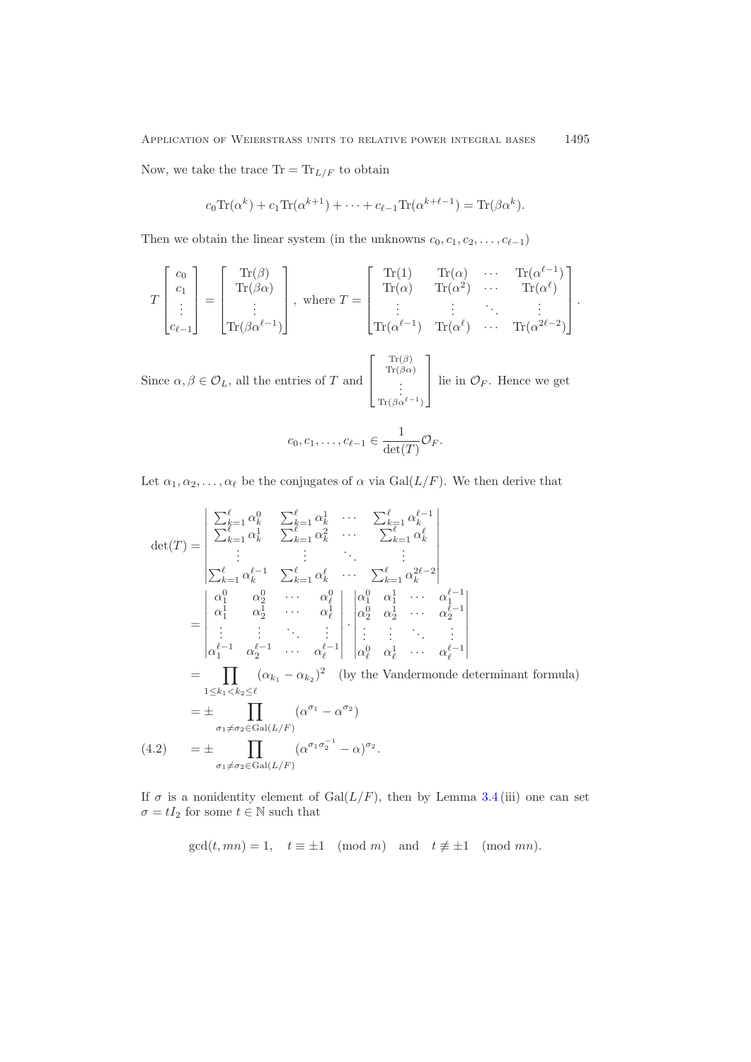Now, we take the trace $\mathrm{Tr} = \mathrm{Tr}_{L/F}$ to obtain

$$c_0\mathrm{Tr}(\alpha^k) + c_1\mathrm{Tr}(\alpha^{k+1}) + \cdots + c_{\ell-1}\mathrm{Tr}(\alpha^{k+\ell-1}) = \mathrm{Tr}(\beta\alpha^k).$$

Then we obtain the linear system (in the unknowns $c_0, c_1, c_2, \ldots, c_{\ell-1}$)

$$T\begin{bmatrix} c_0 \\ c_1 \\ \vdots \\ c_{\ell-1}\end{bmatrix} = \begin{bmatrix} \mathrm{Tr}(\beta) \\ \mathrm{Tr}(\beta\alpha) \\ \vdots \\ \mathrm{Tr}(\beta\alpha^{\ell-1})\end{bmatrix}, \text{ where } T = \begin{bmatrix} \mathrm{Tr}(1) & \mathrm{Tr}(\alpha) & \cdots & \mathrm{Tr}(\alpha^{\ell-1}) \\ \mathrm{Tr}(\alpha) & \mathrm{Tr}(\alpha^2) & \cdots & \mathrm{Tr}(\alpha^{\ell}) \\ \vdots & \vdots & \ddots & \vdots \\ \mathrm{Tr}(\alpha^{\ell-1}) & \mathrm{Tr}(\alpha^{\ell}) & \cdots & \mathrm{Tr}(\alpha^{2\ell-2})\end{bmatrix}.$$

Since $\alpha, \beta \in \mathcal{O}_L$, all the entries of $T$ and $\begin{bmatrix} \mathrm{Tr}(\beta) \\ \mathrm{Tr}(\beta\alpha) \\ \vdots \\ \mathrm{Tr}(\beta\alpha^{\ell-1})\end{bmatrix}$ lie in $\mathcal{O}_F$. Hence we get

$$c_0, c_1, \ldots, c_{\ell-1} \in \frac{1}{\det(T)}\mathcal{O}_F.$$

Let $\alpha_1, \alpha_2, \ldots, \alpha_\ell$ be the conjugates of $\alpha$ via $\mathrm{Gal}(L/F)$. We then derive that

$$\begin{aligned}
\det(T) &= \begin{vmatrix} \sum_{k=1}^{\ell}\alpha_k^0 & \sum_{k=1}^{\ell}\alpha_k^1 & \cdots & \sum_{k=1}^{\ell}\alpha_k^{\ell-1} \\ \sum_{k=1}^{\ell}\alpha_k^1 & \sum_{k=1}^{\ell}\alpha_k^2 & \cdots & \sum_{k=1}^{\ell}\alpha_k^{\ell} \\ \vdots & \vdots & \ddots & \vdots \\ \sum_{k=1}^{\ell}\alpha_k^{\ell-1} & \sum_{k=1}^{\ell}\alpha_k^{\ell} & \cdots & \sum_{k=1}^{\ell}\alpha_k^{2\ell-2}\end{vmatrix} \\
&= \begin{vmatrix} \alpha_1^0 & \alpha_2^0 & \cdots & \alpha_\ell^0 \\ \alpha_1^1 & \alpha_2^1 & \cdots & \alpha_\ell^1 \\ \vdots & \vdots & \ddots & \vdots \\ \alpha_1^{\ell-1} & \alpha_2^{\ell-1} & \cdots & \alpha_\ell^{\ell-1}\end{vmatrix} \cdot \begin{vmatrix} \alpha_1^0 & \alpha_1^1 & \cdots & \alpha_1^{\ell-1} \\ \alpha_2^0 & \alpha_2^1 & \cdots & \alpha_2^{\ell-1} \\ \vdots & \vdots & \ddots & \vdots \\ \alpha_\ell^0 & \alpha_\ell^1 & \cdots & \alpha_\ell^{\ell-1}\end{vmatrix} \\
&= \prod_{1\le k_1<k_2\le \ell}(\alpha_{k_1}-\alpha_{k_2})^2 \quad \text{(by the Vandermonde determinant formula)} \\
&= \pm \prod_{\sigma_1\neq\sigma_2\in\mathrm{Gal}(L/F)}(\alpha^{\sigma_1}-\alpha^{\sigma_2}) \\
&= \pm \prod_{\sigma_1\neq\sigma_2\in\mathrm{Gal}(L/F)}(\alpha^{\sigma_1\sigma_2^{-1}}-\alpha)^{\sigma_2}. \qquad (4.2)
\end{aligned}$$

If $\sigma$ is a nonidentity element of $\mathrm{Gal}(L/F)$, then by Lemma 3.4 (iii) one can set $\sigma = tI_2$ for some $t \in \mathbb{N}$ such that

$$\gcd(t, mn) = 1, \quad t \equiv \pm 1 \pmod{m} \quad \text{and} \quad t \not\equiv \pm 1 \pmod{mn}.$$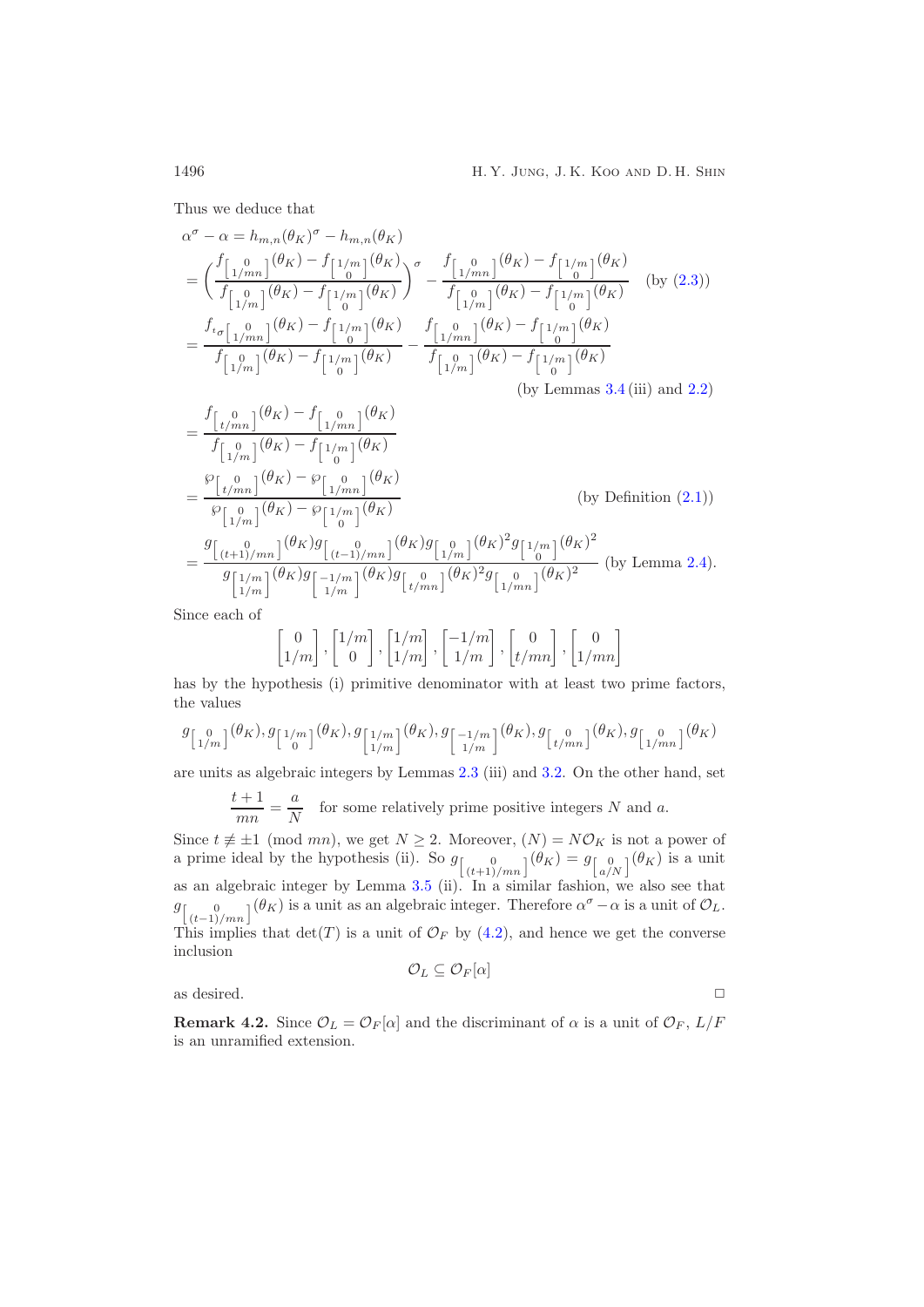Thus we deduce that

$$
\begin{aligned}
\alpha^\sigma - \alpha &= h_{m,n}(\theta_K)^\sigma - h_{m,n}(\theta_K) \\
&= \left( \frac{f_{\left[\begin{smallmatrix} 0 \\ 1/mn \end{smallmatrix}\right]}(\theta_K) - f_{\left[\begin{smallmatrix} 1/m \\ 0 \end{smallmatrix}\right]}(\theta_K)}{f_{\left[\begin{smallmatrix} 0 \\ 1/m \end{smallmatrix}\right]}(\theta_K) - f_{\left[\begin{smallmatrix} 1/m \\ 0 \end{smallmatrix}\right]}(\theta_K)} \right)^\sigma - \frac{f_{\left[\begin{smallmatrix} 0 \\ 1/mn \end{smallmatrix}\right]}(\theta_K) - f_{\left[\begin{smallmatrix} 1/m \\ 0 \end{smallmatrix}\right]}(\theta_K)}{f_{\left[\begin{smallmatrix} 0 \\ 1/m \end{smallmatrix}\right]}(\theta_K) - f_{\left[\begin{smallmatrix} 1/m \\ 0 \end{smallmatrix}\right]}(\theta_K)} \quad \text{(by (2.3))} \\
&= \frac{f_{{}^t\sigma\left[\begin{smallmatrix} 0 \\ 1/mn \end{smallmatrix}\right]}(\theta_K) - f_{\left[\begin{smallmatrix} 1/m \\ 0 \end{smallmatrix}\right]}(\theta_K)}{f_{\left[\begin{smallmatrix} 0 \\ 1/m \end{smallmatrix}\right]}(\theta_K) - f_{\left[\begin{smallmatrix} 1/m \\ 0 \end{smallmatrix}\right]}(\theta_K)} - \frac{f_{\left[\begin{smallmatrix} 0 \\ 1/mn \end{smallmatrix}\right]}(\theta_K) - f_{\left[\begin{smallmatrix} 1/m \\ 0 \end{smallmatrix}\right]}(\theta_K)}{f_{\left[\begin{smallmatrix} 0 \\ 1/m \end{smallmatrix}\right]}(\theta_K) - f_{\left[\begin{smallmatrix} 1/m \\ 0 \end{smallmatrix}\right]}(\theta_K)} \\
&\qquad\qquad\qquad\qquad\qquad\qquad\qquad \text{(by Lemmas 3.4 (iii) and 2.2)} \\
&= \frac{f_{\left[\begin{smallmatrix} 0 \\ t/mn \end{smallmatrix}\right]}(\theta_K) - f_{\left[\begin{smallmatrix} 0 \\ 1/mn \end{smallmatrix}\right]}(\theta_K)}{f_{\left[\begin{smallmatrix} 0 \\ 1/m \end{smallmatrix}\right]}(\theta_K) - f_{\left[\begin{smallmatrix} 1/m \\ 0 \end{smallmatrix}\right]}(\theta_K)} \\
&= \frac{\wp_{\left[\begin{smallmatrix} 0 \\ t/mn \end{smallmatrix}\right]}(\theta_K) - \wp_{\left[\begin{smallmatrix} 0 \\ 1/mn \end{smallmatrix}\right]}(\theta_K)}{\wp_{\left[\begin{smallmatrix} 0 \\ 1/m \end{smallmatrix}\right]}(\theta_K) - \wp_{\left[\begin{smallmatrix} 1/m \\ 0 \end{smallmatrix}\right]}(\theta_K)} \qquad \text{(by Definition (2.1))} \\
&= \frac{g_{\left[\begin{smallmatrix} 0 \\ (t+1)/mn \end{smallmatrix}\right]}(\theta_K) g_{\left[\begin{smallmatrix} 0 \\ (t-1)/mn \end{smallmatrix}\right]}(\theta_K) g_{\left[\begin{smallmatrix} 0 \\ 1/m \end{smallmatrix}\right]}(\theta_K)^2 g_{\left[\begin{smallmatrix} 1/m \\ 0 \end{smallmatrix}\right]}(\theta_K)^2}{g_{\left[\begin{smallmatrix} 1/m \\ 1/m \end{smallmatrix}\right]}(\theta_K) g_{\left[\begin{smallmatrix} -1/m \\ 1/m \end{smallmatrix}\right]}(\theta_K) g_{\left[\begin{smallmatrix} 0 \\ t/mn \end{smallmatrix}\right]}(\theta_K)^2 g_{\left[\begin{smallmatrix} 0 \\ 1/mn \end{smallmatrix}\right]}(\theta_K)^2} \quad \text{(by Lemma 2.4)}.
\end{aligned}
$$

Since each of

$$
\begin{bmatrix} 0 \\ 1/m \end{bmatrix}, \begin{bmatrix} 1/m \\ 0 \end{bmatrix}, \begin{bmatrix} 1/m \\ 1/m \end{bmatrix}, \begin{bmatrix} -1/m \\ 1/m \end{bmatrix}, \begin{bmatrix} 0 \\ t/mn \end{bmatrix}, \begin{bmatrix} 0 \\ 1/mn \end{bmatrix}
$$

has by the hypothesis (i) primitive denominator with at least two prime factors, the values

$$
g_{\left[\begin{smallmatrix} 0 \\ 1/m \end{smallmatrix}\right]}(\theta_K), g_{\left[\begin{smallmatrix} 1/m \\ 0 \end{smallmatrix}\right]}(\theta_K), g_{\left[\begin{smallmatrix} 1/m \\ 1/m \end{smallmatrix}\right]}(\theta_K), g_{\left[\begin{smallmatrix} -1/m \\ 1/m \end{smallmatrix}\right]}(\theta_K), g_{\left[\begin{smallmatrix} 0 \\ t/mn \end{smallmatrix}\right]}(\theta_K), g_{\left[\begin{smallmatrix} 0 \\ 1/mn \end{smallmatrix}\right]}(\theta_K)
$$

are units as algebraic integers by Lemmas 2.3 (iii) and 3.2. On the other hand, set

$$
\frac{t+1}{mn} = \frac{a}{N} \quad \text{for some relatively prime positive integers } N \text{ and } a.
$$

Since $t \not\equiv \pm 1 \pmod{mn}$, we get $N \geq 2$. Moreover, $(N) = N\mathcal{O}_K$ is not a power of a prime ideal by the hypothesis (ii). So $g_{\left[\begin{smallmatrix} 0 \\ (t+1)/mn \end{smallmatrix}\right]}(\theta_K) = g_{\left[\begin{smallmatrix} 0 \\ a/N \end{smallmatrix}\right]}(\theta_K)$ is a unit as an algebraic integer by Lemma 3.5 (ii). In a similar fashion, we also see that $g_{\left[\begin{smallmatrix} 0 \\ (t-1)/mn \end{smallmatrix}\right]}(\theta_K)$ is a unit as an algebraic integer. Therefore $\alpha^\sigma - \alpha$ is a unit of $\mathcal{O}_L$. This implies that $\det(T)$ is a unit of $\mathcal{O}_F$ by (4.2), and hence we get the converse inclusion

$$
\mathcal{O}_L \subseteq \mathcal{O}_F[\alpha]
$$

as desired. □

**Remark 4.2.** Since $\mathcal{O}_L = \mathcal{O}_F[\alpha]$ and the discriminant of $\alpha$ is a unit of $\mathcal{O}_F$, $L/F$ is an unramified extension.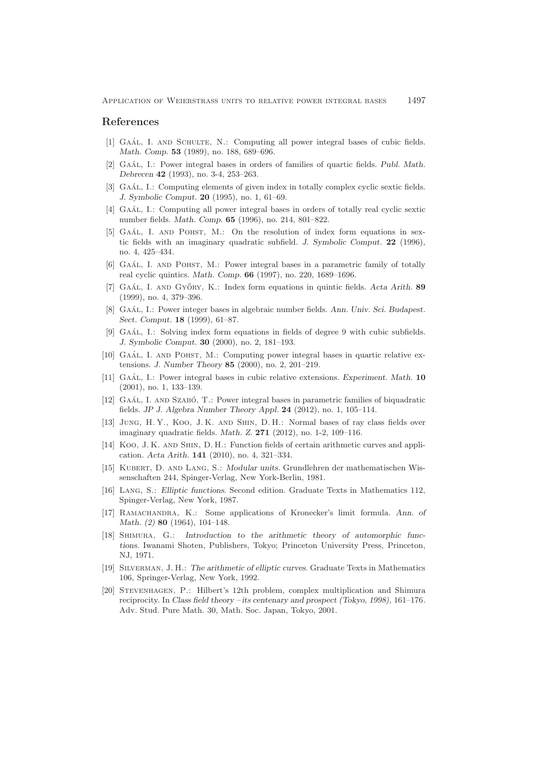## References

[1] Gaál, I. and Schulte, N.: Computing all power integral bases of cubic fields. *Math. Comp.* **53** (1989), no. 188, 689–696.

[2] Gaál, I.: Power integral bases in orders of families of quartic fields. *Publ. Math. Debrecen* **42** (1993), no. 3-4, 253–263.

[3] Gaál, I.: Computing elements of given index in totally complex cyclic sextic fields. *J. Symbolic Comput.* **20** (1995), no. 1, 61–69.

[4] Gaál, I.: Computing all power integral bases in orders of totally real cyclic sextic number fields. *Math. Comp.* **65** (1996), no. 214, 801–822.

[5] Gaál, I. and Pohst, M.: On the resolution of index form equations in sextic fields with an imaginary quadratic subfield. *J. Symbolic Comput.* **22** (1996), no. 4, 425–434.

[6] Gaál, I. and Pohst, M.: Power integral bases in a parametric family of totally real cyclic quintics. *Math. Comp.* **66** (1997), no. 220, 1689–1696.

[7] Gaál, I. and Győry, K.: Index form equations in quintic fields. *Acta Arith.* **89** (1999), no. 4, 379–396.

[8] Gaál, I.: Power integer bases in algebraic number fields. *Ann. Univ. Sci. Budapest. Sect. Comput.* **18** (1999), 61–87.

[9] Gaál, I.: Solving index form equations in fields of degree 9 with cubic subfields. *J. Symbolic Comput.* **30** (2000), no. 2, 181–193.

[10] Gaál, I. and Pohst, M.: Computing power integral bases in quartic relative extensions. *J. Number Theory* **85** (2000), no. 2, 201–219.

[11] Gaál, I.: Power integral bases in cubic relative extensions. *Experiment. Math.* **10** (2001), no. 1, 133–139.

[12] Gaál, I. and Szabó, T.: Power integral bases in parametric families of biquadratic fields. *JP J. Algebra Number Theory Appl.* **24** (2012), no. 1, 105–114.

[13] Jung, H. Y., Koo, J. K. and Shin, D. H.: Normal bases of ray class fields over imaginary quadratic fields. *Math. Z.* **271** (2012), no. 1-2, 109–116.

[14] Koo, J. K. and Shin, D. H.: Function fields of certain arithmetic curves and application. *Acta Arith.* **141** (2010), no. 4, 321–334.

[15] Kubert, D. and Lang, S.: *Modular units*. Grundlehren der mathematischen Wissenschaften 244, Spinger-Verlag, New York-Berlin, 1981.

[16] Lang, S.: *Elliptic functions*. Second edition. Graduate Texts in Mathematics 112, Spinger-Verlag, New York, 1987.

[17] Ramachandra, K.: Some applications of Kronecker's limit formula. *Ann. of Math. (2)* **80** (1964), 104–148.

[18] Shimura, G.: *Introduction to the arithmetic theory of automorphic functions*. Iwanami Shoten, Publishers, Tokyo; Princeton University Press, Princeton, NJ, 1971.

[19] Silverman, J. H.: *The arithmetic of elliptic curves*. Graduate Texts in Mathematics 106, Springer-Verlag, New York, 1992.

[20] Stevenhagen, P.: Hilbert's 12th problem, complex multiplication and Shimura reciprocity. In *Class field theory – its centenary and prospect (Tokyo, 1998)*, 161–176. Adv. Stud. Pure Math. 30, Math. Soc. Japan, Tokyo, 2001.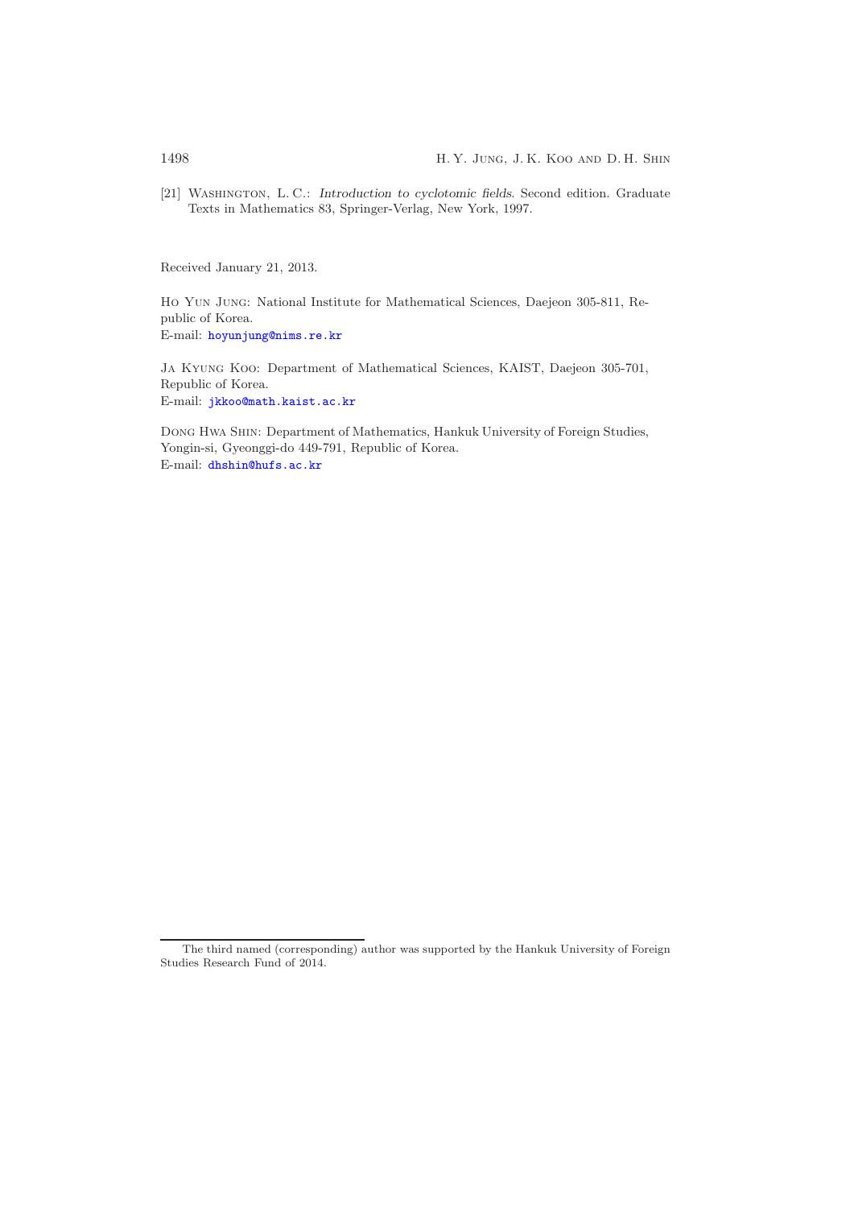[21] Washington, L. C.: *Introduction to cyclotomic fields*. Second edition. Graduate Texts in Mathematics 83, Springer-Verlag, New York, 1997.

Received January 21, 2013.

Ho Yun Jung: National Institute for Mathematical Sciences, Daejeon 305-811, Republic of Korea.
E-mail: hoyunjung@nims.re.kr

Ja Kyung Koo: Department of Mathematical Sciences, KAIST, Daejeon 305-701, Republic of Korea.
E-mail: jkkoo@math.kaist.ac.kr

Dong Hwa Shin: Department of Mathematics, Hankuk University of Foreign Studies, Yongin-si, Gyeonggi-do 449-791, Republic of Korea.
E-mail: dhshin@hufs.ac.kr

The third named (corresponding) author was supported by the Hankuk University of Foreign Studies Research Fund of 2014.